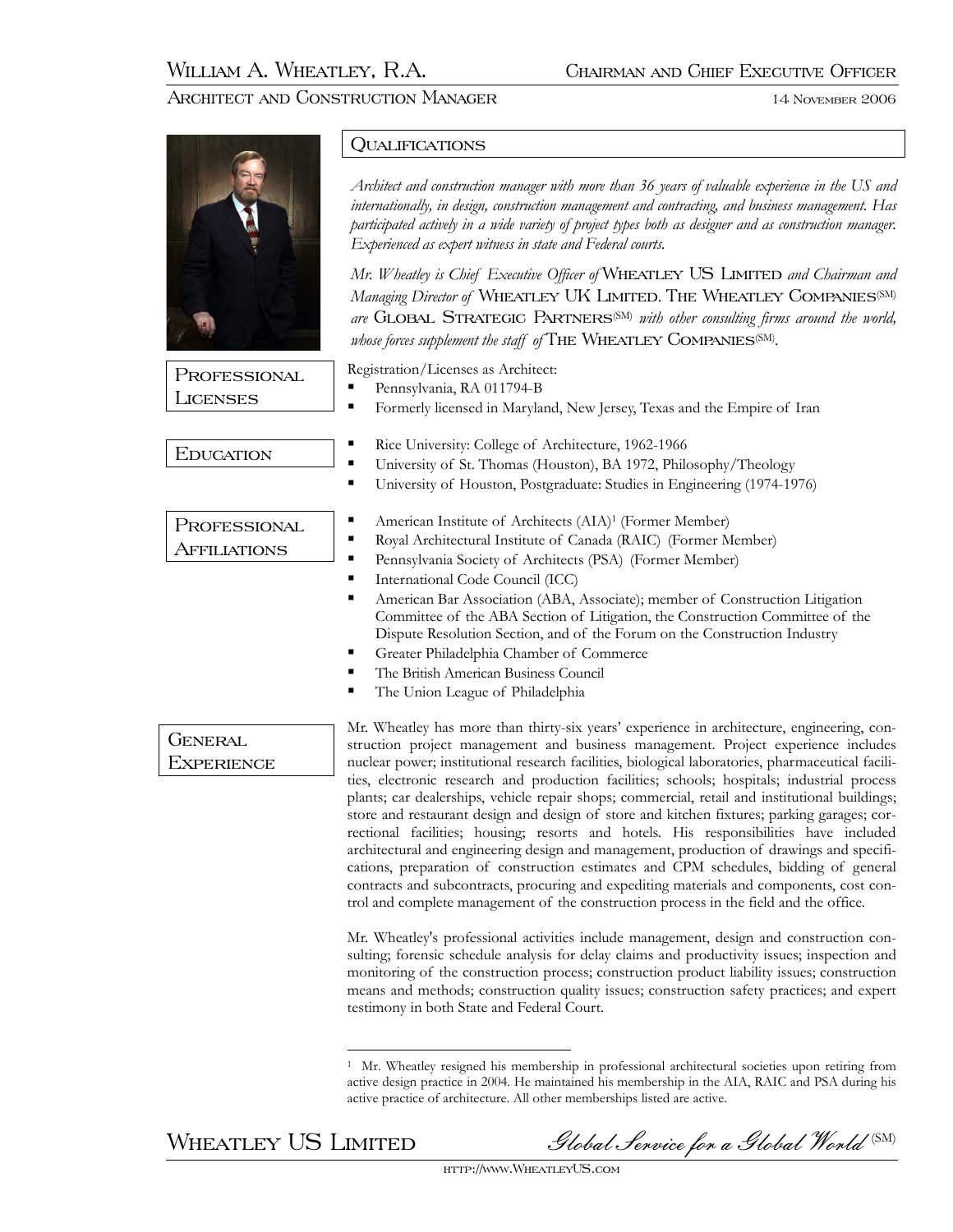# William A. Wheatley, R.A.

**Chairman and Chief Executive Officer**

**Architect and Construction Manager**

14 November 2006

## Qualifications

*Architect and construction manager with more than 36 years of valuable experience in the US and internationally, in design, construction management and contracting, and business management. Has participated actively in a wide variety of project types both as designer and as construction manager. Experienced as expert witness in state and Federal courts.*

*Mr. Wheatley is Chief Executive Officer of* Wheatley US Limited *and Chairman and Managing Director of* Wheatley UK Limited. The Wheatley Companies(SM) *are* Global Strategic Partners(SM) *with other consulting firms around the world, whose forces supplement the staff of* The Wheatley Companies(SM).

## Professional Licenses

Registration/Licenses as Architect:

- Pennsylvania, RA 011794-B
- Formerly licensed in Maryland, New Jersey, Texas and the Empire of Iran

## Education

- Rice University: College of Architecture, 1962-1966
- University of St. Thomas (Houston), BA 1972, Philosophy/Theology
- University of Houston, Postgraduate: Studies in Engineering (1974-1976)

## Professional Affiliations

- American Institute of Architects (AIA)[1] (Former Member)
- Royal Architectural Institute of Canada (RAIC) (Former Member)
- Pennsylvania Society of Architects (PSA) (Former Member)
- International Code Council (ICC)
- American Bar Association (ABA, Associate); member of Construction Litigation Committee of the ABA Section of Litigation, the Construction Committee of the Dispute Resolution Section, and of the Forum on the Construction Industry
- Greater Philadelphia Chamber of Commerce
- The British American Business Council
- The Union League of Philadelphia

## General Experience

Mr. Wheatley has more than thirty-six years' experience in architecture, engineering, construction project management and business management. Project experience includes nuclear power; institutional research facilities, biological laboratories, pharmaceutical facilities, electronic research and production facilities; schools; hospitals; industrial process plants; car dealerships, vehicle repair shops; commercial, retail and institutional buildings; store and restaurant design and design of store and kitchen fixtures; parking garages; correctional facilities; housing; resorts and hotels. His responsibilities have included architectural and engineering design and management, production of drawings and specifications, preparation of construction estimates and CPM schedules, bidding of general contracts and subcontracts, procuring and expediting materials and components, cost control and complete management of the construction process in the field and the office.

Mr. Wheatley's professional activities include management, design and construction consulting; forensic schedule analysis for delay claims and productivity issues; inspection and monitoring of the construction process; construction product liability issues; construction means and methods; construction quality issues; construction safety practices; and expert testimony in both State and Federal Court.

---

[1] Mr. Wheatley resigned his membership in professional architectural societies upon retiring from active design practice in 2004. He maintained his membership in the AIA, RAIC and PSA during his active practice of architecture. All other memberships listed are active.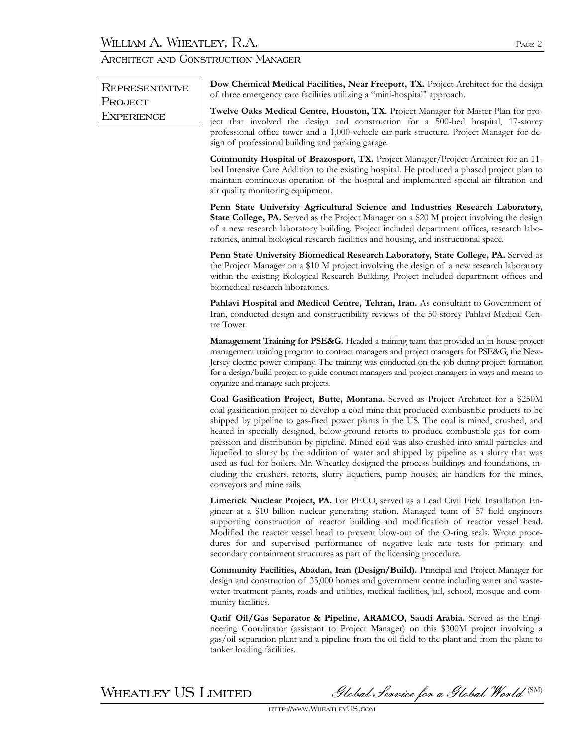## Representative Project Experience

**Dow Chemical Medical Facilities, Near Freeport, TX.** Project Architect for the design of three emergency care facilities utilizing a "mini-hospital" approach.

**Twelve Oaks Medical Centre, Houston, TX.** Project Manager for Master Plan for project that involved the design and construction for a 500-bed hospital, 17-storey professional office tower and a 1,000-vehicle car-park structure. Project Manager for design of professional building and parking garage.

**Community Hospital of Brazosport, TX.** Project Manager/Project Architect for an 11-bed Intensive Care Addition to the existing hospital. He produced a phased project plan to maintain continuous operation of the hospital and implemented special air filtration and air quality monitoring equipment.

**Penn State University Agricultural Science and Industries Research Laboratory, State College, PA.** Served as the Project Manager on a $20 M project involving the design of a new research laboratory building. Project included department offices, research laboratories, animal biological research facilities and housing, and instructional space.

**Penn State University Biomedical Research Laboratory, State College, PA.** Served as the Project Manager on a $10 M project involving the design of a new research laboratory within the existing Biological Research Building. Project included department offices and biomedical research laboratories.

**Pahlavi Hospital and Medical Centre, Tehran, Iran.** As consultant to Government of Iran, conducted design and constructibility reviews of the 50-storey Pahlavi Medical Centre Tower.

**Management Training for PSE&G.** Headed a training team that provided an in-house project management training program to contract managers and project managers for PSE&G, the New-Jersey electric power company. The training was conducted on-the-job during project formation for a design/build project to guide contract managers and project managers in ways and means to organize and manage such projects.

**Coal Gasification Project, Butte, Montana.** Served as Project Architect for a $250M coal gasification project to develop a coal mine that produced combustible products to be shipped by pipeline to gas-fired power plants in the US. The coal is mined, crushed, and heated in specially designed, below-ground retorts to produce combustible gas for compression and distribution by pipeline. Mined coal was also crushed into small particles and liquefied to slurry by the addition of water and shipped by pipeline as a slurry that was used as fuel for boilers. Mr. Wheatley designed the process buildings and foundations, including the crushers, retorts, slurry liquefiers, pump houses, air handlers for the mines, conveyors and mine rails.

**Limerick Nuclear Project, PA.** For PECO, served as a Lead Civil Field Installation Engineer at a $10 billion nuclear generating station. Managed team of 57 field engineers supporting construction of reactor building and modification of reactor vessel head. Modified the reactor vessel head to prevent blow-out of the O-ring seals. Wrote procedures for and supervised performance of negative leak rate tests for primary and secondary containment structures as part of the licensing procedure.

**Community Facilities, Abadan, Iran (Design/Build).** Principal and Project Manager for design and construction of 35,000 homes and government centre including water and wastewater treatment plants, roads and utilities, medical facilities, jail, school, mosque and community facilities.

**Qatif Oil/Gas Separator & Pipeline, ARAMCO, Saudi Arabia.** Served as the Engineering Coordinator (assistant to Project Manager) on this $300M project involving a gas/oil separation plant and a pipeline from the oil field to the plant and from the plant to tanker loading facilities.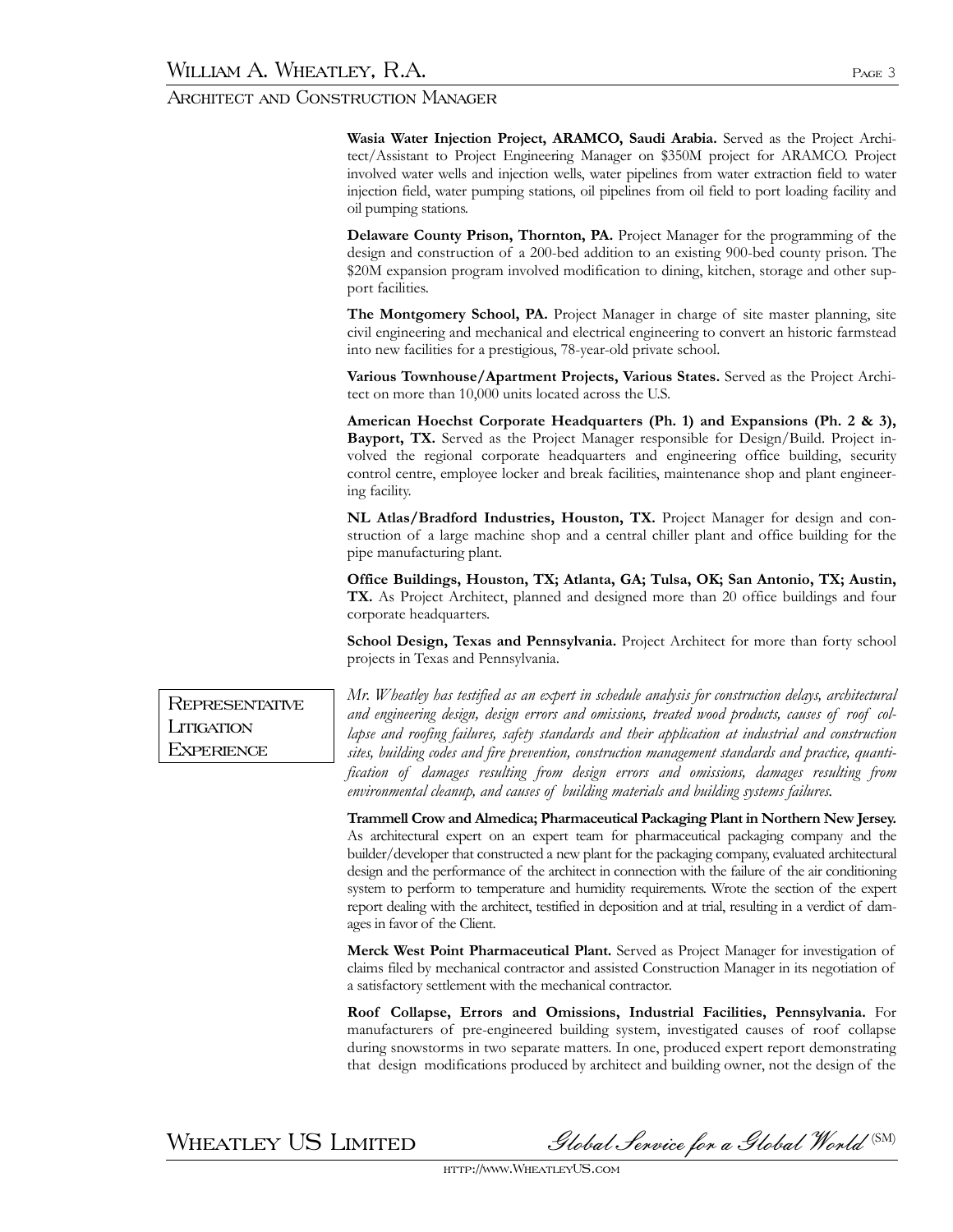**Wasia Water Injection Project, ARAMCO, Saudi Arabia.** Served as the Project Architect/Assistant to Project Engineering Manager on $350M project for ARAMCO. Project involved water wells and injection wells, water pipelines from water extraction field to water injection field, water pumping stations, oil pipelines from oil field to port loading facility and oil pumping stations.

**Delaware County Prison, Thornton, PA.** Project Manager for the programming of the design and construction of a 200-bed addition to an existing 900-bed county prison. The $20M expansion program involved modification to dining, kitchen, storage and other support facilities.

**The Montgomery School, PA.** Project Manager in charge of site master planning, site civil engineering and mechanical and electrical engineering to convert an historic farmstead into new facilities for a prestigious, 78-year-old private school.

**Various Townhouse/Apartment Projects, Various States.** Served as the Project Architect on more than 10,000 units located across the U.S.

**American Hoechst Corporate Headquarters (Ph. 1) and Expansions (Ph. 2 & 3), Bayport, TX.** Served as the Project Manager responsible for Design/Build. Project involved the regional corporate headquarters and engineering office building, security control centre, employee locker and break facilities, maintenance shop and plant engineering facility.

**NL Atlas/Bradford Industries, Houston, TX.** Project Manager for design and construction of a large machine shop and a central chiller plant and office building for the pipe manufacturing plant.

**Office Buildings, Houston, TX; Atlanta, GA; Tulsa, OK; San Antonio, TX; Austin, TX.** As Project Architect, planned and designed more than 20 office buildings and four corporate headquarters.

**School Design, Texas and Pennsylvania.** Project Architect for more than forty school projects in Texas and Pennsylvania.

## Representative Litigation Experience

*Mr. Wheatley has testified as an expert in schedule analysis for construction delays, architectural and engineering design, design errors and omissions, treated wood products, causes of roof collapse and roofing failures, safety standards and their application at industrial and construction sites, building codes and fire prevention, construction management standards and practice, quantification of damages resulting from design errors and omissions, damages resulting from environmental cleanup, and causes of building materials and building systems failures.*

**Trammell Crow and Almedica; Pharmaceutical Packaging Plant in Northern New Jersey.** As architectural expert on an expert team for pharmaceutical packaging company and the builder/developer that constructed a new plant for the packaging company, evaluated architectural design and the performance of the architect in connection with the failure of the air conditioning system to perform to temperature and humidity requirements. Wrote the section of the expert report dealing with the architect, testified in deposition and at trial, resulting in a verdict of damages in favor of the Client.

**Merck West Point Pharmaceutical Plant.** Served as Project Manager for investigation of claims filed by mechanical contractor and assisted Construction Manager in its negotiation of a satisfactory settlement with the mechanical contractor.

**Roof Collapse, Errors and Omissions, Industrial Facilities, Pennsylvania.** For manufacturers of pre-engineered building system, investigated causes of roof collapse during snowstorms in two separate matters. In one, produced expert report demonstrating that design modifications produced by architect and building owner, not the design of the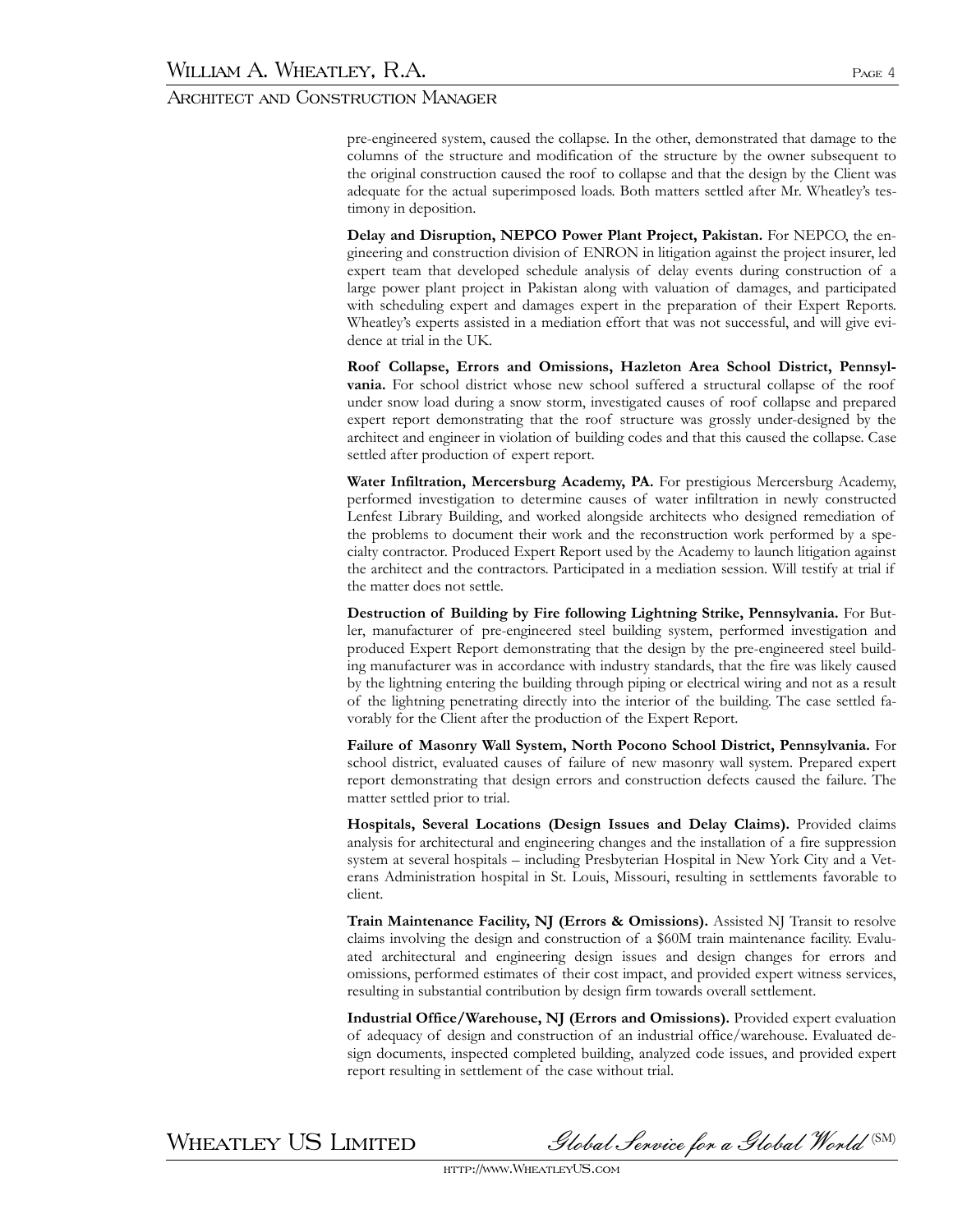pre-engineered system, caused the collapse. In the other, demonstrated that damage to the columns of the structure and modification of the structure by the owner subsequent to the original construction caused the roof to collapse and that the design by the Client was adequate for the actual superimposed loads. Both matters settled after Mr. Wheatley's testimony in deposition.

**Delay and Disruption, NEPCO Power Plant Project, Pakistan.** For NEPCO, the engineering and construction division of ENRON in litigation against the project insurer, led expert team that developed schedule analysis of delay events during construction of a large power plant project in Pakistan along with valuation of damages, and participated with scheduling expert and damages expert in the preparation of their Expert Reports. Wheatley's experts assisted in a mediation effort that was not successful, and will give evidence at trial in the UK.

**Roof Collapse, Errors and Omissions, Hazleton Area School District, Pennsylvania.** For school district whose new school suffered a structural collapse of the roof under snow load during a snow storm, investigated causes of roof collapse and prepared expert report demonstrating that the roof structure was grossly under-designed by the architect and engineer in violation of building codes and that this caused the collapse. Case settled after production of expert report.

**Water Infiltration, Mercersburg Academy, PA.** For prestigious Mercersburg Academy, performed investigation to determine causes of water infiltration in newly constructed Lenfest Library Building, and worked alongside architects who designed remediation of the problems to document their work and the reconstruction work performed by a specialty contractor. Produced Expert Report used by the Academy to launch litigation against the architect and the contractors. Participated in a mediation session. Will testify at trial if the matter does not settle.

**Destruction of Building by Fire following Lightning Strike, Pennsylvania.** For Butler, manufacturer of pre-engineered steel building system, performed investigation and produced Expert Report demonstrating that the design by the pre-engineered steel building manufacturer was in accordance with industry standards, that the fire was likely caused by the lightning entering the building through piping or electrical wiring and not as a result of the lightning penetrating directly into the interior of the building. The case settled favorably for the Client after the production of the Expert Report.

**Failure of Masonry Wall System, North Pocono School District, Pennsylvania.** For school district, evaluated causes of failure of new masonry wall system. Prepared expert report demonstrating that design errors and construction defects caused the failure. The matter settled prior to trial.

**Hospitals, Several Locations (Design Issues and Delay Claims).** Provided claims analysis for architectural and engineering changes and the installation of a fire suppression system at several hospitals – including Presbyterian Hospital in New York City and a Veterans Administration hospital in St. Louis, Missouri, resulting in settlements favorable to client.

**Train Maintenance Facility, NJ (Errors & Omissions).** Assisted NJ Transit to resolve claims involving the design and construction of a $60M train maintenance facility. Evaluated architectural and engineering design issues and design changes for errors and omissions, performed estimates of their cost impact, and provided expert witness services, resulting in substantial contribution by design firm towards overall settlement.

**Industrial Office/Warehouse, NJ (Errors and Omissions).** Provided expert evaluation of adequacy of design and construction of an industrial office/warehouse. Evaluated design documents, inspected completed building, analyzed code issues, and provided expert report resulting in settlement of the case without trial.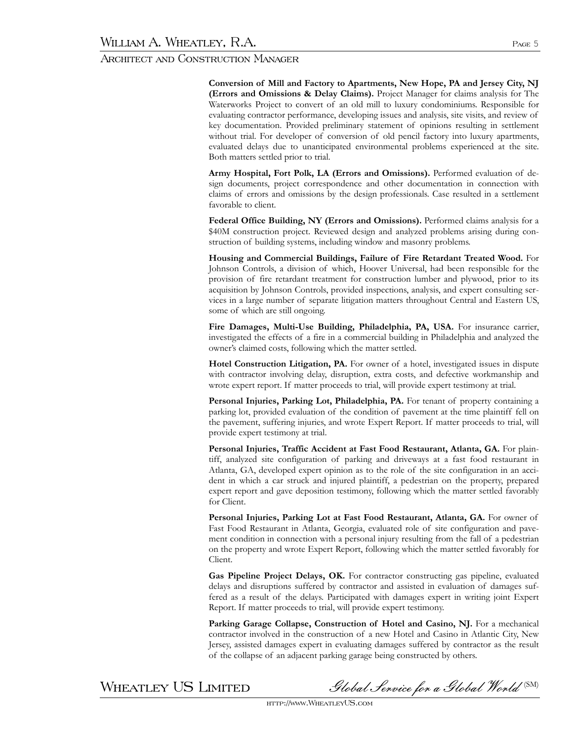**Conversion of Mill and Factory to Apartments, New Hope, PA and Jersey City, NJ (Errors and Omissions & Delay Claims).** Project Manager for claims analysis for The Waterworks Project to convert of an old mill to luxury condominiums. Responsible for evaluating contractor performance, developing issues and analysis, site visits, and review of key documentation. Provided preliminary statement of opinions resulting in settlement without trial. For developer of conversion of old pencil factory into luxury apartments, evaluated delays due to unanticipated environmental problems experienced at the site. Both matters settled prior to trial.

**Army Hospital, Fort Polk, LA (Errors and Omissions).** Performed evaluation of design documents, project correspondence and other documentation in connection with claims of errors and omissions by the design professionals. Case resulted in a settlement favorable to client.

**Federal Office Building, NY (Errors and Omissions).** Performed claims analysis for a $40M construction project. Reviewed design and analyzed problems arising during construction of building systems, including window and masonry problems.

**Housing and Commercial Buildings, Failure of Fire Retardant Treated Wood.** For Johnson Controls, a division of which, Hoover Universal, had been responsible for the provision of fire retardant treatment for construction lumber and plywood, prior to its acquisition by Johnson Controls, provided inspections, analysis, and expert consulting services in a large number of separate litigation matters throughout Central and Eastern US, some of which are still ongoing.

**Fire Damages, Multi-Use Building, Philadelphia, PA, USA.** For insurance carrier, investigated the effects of a fire in a commercial building in Philadelphia and analyzed the owner's claimed costs, following which the matter settled.

**Hotel Construction Litigation, PA.** For owner of a hotel, investigated issues in dispute with contractor involving delay, disruption, extra costs, and defective workmanship and wrote expert report. If matter proceeds to trial, will provide expert testimony at trial.

**Personal Injuries, Parking Lot, Philadelphia, PA.** For tenant of property containing a parking lot, provided evaluation of the condition of pavement at the time plaintiff fell on the pavement, suffering injuries, and wrote Expert Report. If matter proceeds to trial, will provide expert testimony at trial.

**Personal Injuries, Traffic Accident at Fast Food Restaurant, Atlanta, GA.** For plaintiff, analyzed site configuration of parking and driveways at a fast food restaurant in Atlanta, GA, developed expert opinion as to the role of the site configuration in an accident in which a car struck and injured plaintiff, a pedestrian on the property, prepared expert report and gave deposition testimony, following which the matter settled favorably for Client.

**Personal Injuries, Parking Lot at Fast Food Restaurant, Atlanta, GA.** For owner of Fast Food Restaurant in Atlanta, Georgia, evaluated role of site configuration and pavement condition in connection with a personal injury resulting from the fall of a pedestrian on the property and wrote Expert Report, following which the matter settled favorably for Client.

**Gas Pipeline Project Delays, OK.** For contractor constructing gas pipeline, evaluated delays and disruptions suffered by contractor and assisted in evaluation of damages suffered as a result of the delays. Participated with damages expert in writing joint Expert Report. If matter proceeds to trial, will provide expert testimony.

**Parking Garage Collapse, Construction of Hotel and Casino, NJ.** For a mechanical contractor involved in the construction of a new Hotel and Casino in Atlantic City, New Jersey, assisted damages expert in evaluating damages suffered by contractor as the result of the collapse of an adjacent parking garage being constructed by others.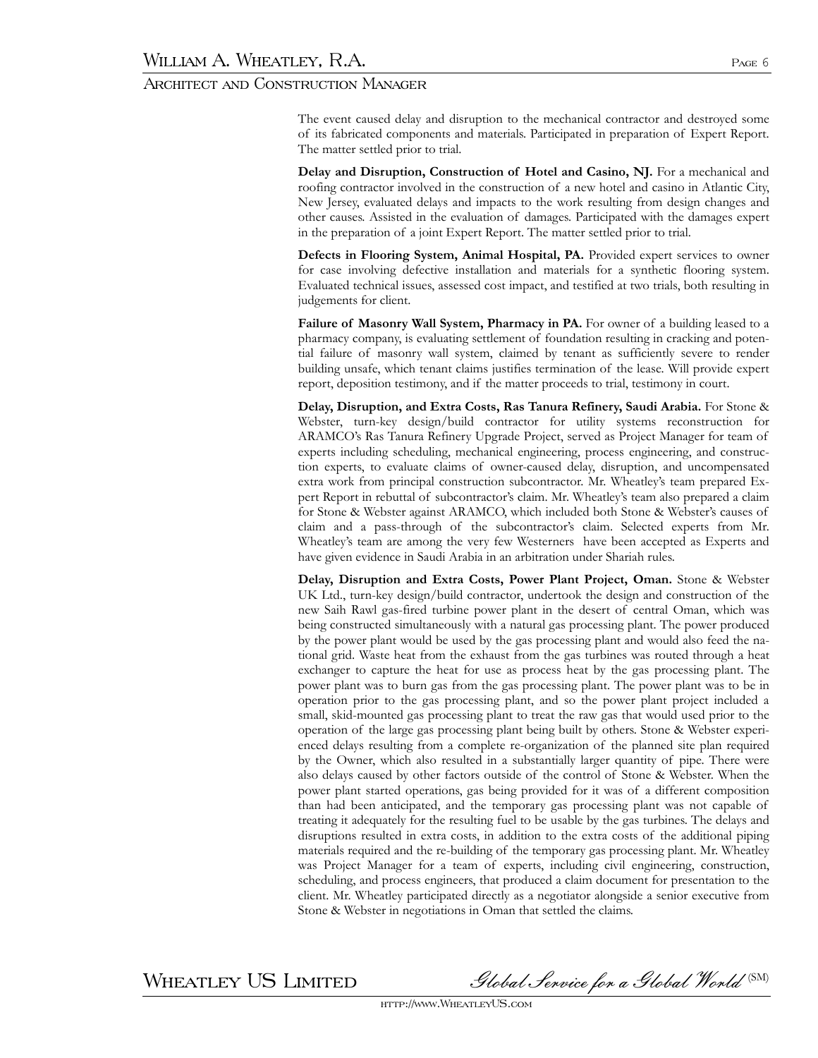The event caused delay and disruption to the mechanical contractor and destroyed some of its fabricated components and materials. Participated in preparation of Expert Report. The matter settled prior to trial.

**Delay and Disruption, Construction of Hotel and Casino, NJ.** For a mechanical and roofing contractor involved in the construction of a new hotel and casino in Atlantic City, New Jersey, evaluated delays and impacts to the work resulting from design changes and other causes. Assisted in the evaluation of damages. Participated with the damages expert in the preparation of a joint Expert Report. The matter settled prior to trial.

**Defects in Flooring System, Animal Hospital, PA.** Provided expert services to owner for case involving defective installation and materials for a synthetic flooring system. Evaluated technical issues, assessed cost impact, and testified at two trials, both resulting in judgements for client.

**Failure of Masonry Wall System, Pharmacy in PA.** For owner of a building leased to a pharmacy company, is evaluating settlement of foundation resulting in cracking and potential failure of masonry wall system, claimed by tenant as sufficiently severe to render building unsafe, which tenant claims justifies termination of the lease. Will provide expert report, deposition testimony, and if the matter proceeds to trial, testimony in court.

**Delay, Disruption, and Extra Costs, Ras Tanura Refinery, Saudi Arabia.** For Stone & Webster, turn-key design/build contractor for utility systems reconstruction for ARAMCO's Ras Tanura Refinery Upgrade Project, served as Project Manager for team of experts including scheduling, mechanical engineering, process engineering, and construction experts, to evaluate claims of owner-caused delay, disruption, and uncompensated extra work from principal construction subcontractor. Mr. Wheatley's team prepared Expert Report in rebuttal of subcontractor's claim. Mr. Wheatley's team also prepared a claim for Stone & Webster against ARAMCO, which included both Stone & Webster's causes of claim and a pass-through of the subcontractor's claim. Selected experts from Mr. Wheatley's team are among the very few Westerners have been accepted as Experts and have given evidence in Saudi Arabia in an arbitration under Shariah rules.

**Delay, Disruption and Extra Costs, Power Plant Project, Oman.** Stone & Webster UK Ltd., turn-key design/build contractor, undertook the design and construction of the new Saih Rawl gas-fired turbine power plant in the desert of central Oman, which was being constructed simultaneously with a natural gas processing plant. The power produced by the power plant would be used by the gas processing plant and would also feed the national grid. Waste heat from the exhaust from the gas turbines was routed through a heat exchanger to capture the heat for use as process heat by the gas processing plant. The power plant was to burn gas from the gas processing plant. The power plant was to be in operation prior to the gas processing plant, and so the power plant project included a small, skid-mounted gas processing plant to treat the raw gas that would used prior to the operation of the large gas processing plant being built by others. Stone & Webster experienced delays resulting from a complete re-organization of the planned site plan required by the Owner, which also resulted in a substantially larger quantity of pipe. There were also delays caused by other factors outside of the control of Stone & Webster. When the power plant started operations, gas being provided for it was of a different composition than had been anticipated, and the temporary gas processing plant was not capable of treating it adequately for the resulting fuel to be usable by the gas turbines. The delays and disruptions resulted in extra costs, in addition to the extra costs of the additional piping materials required and the re-building of the temporary gas processing plant. Mr. Wheatley was Project Manager for a team of experts, including civil engineering, construction, scheduling, and process engineers, that produced a claim document for presentation to the client. Mr. Wheatley participated directly as a negotiator alongside a senior executive from Stone & Webster in negotiations in Oman that settled the claims.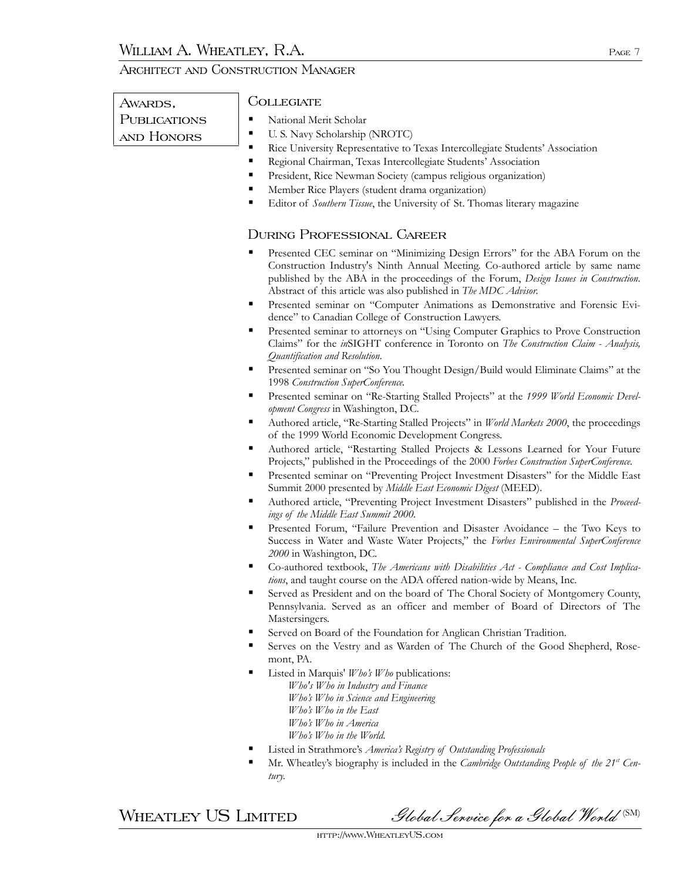## Awards, Publications and Honors

### Collegiate

- National Merit Scholar
- U. S. Navy Scholarship (NROTC)
- Rice University Representative to Texas Intercollegiate Students' Association
- Regional Chairman, Texas Intercollegiate Students' Association
- President, Rice Newman Society (campus religious organization)
- Member Rice Players (student drama organization)
- Editor of *Southern Tissue*, the University of St. Thomas literary magazine

### During Professional Career

- Presented CEC seminar on "Minimizing Design Errors" for the ABA Forum on the Construction Industry's Ninth Annual Meeting. Co-authored article by same name published by the ABA in the proceedings of the Forum, *Design Issues in Construction*. Abstract of this article was also published in *The MDC Advisor*.
- Presented seminar on "Computer Animations as Demonstrative and Forensic Evidence" to Canadian College of Construction Lawyers.
- Presented seminar to attorneys on "Using Computer Graphics to Prove Construction Claims" for the *in*SIGHT conference in Toronto on *The Construction Claim - Analysis, Quantification and Resolution*.
- Presented seminar on "So You Thought Design/Build would Eliminate Claims" at the 1998 *Construction SuperConference*.
- Presented seminar on "Re-Starting Stalled Projects" at the *1999 World Economic Development Congress* in Washington, D.C.
- Authored article, "Re-Starting Stalled Projects" in *World Markets 2000*, the proceedings of the 1999 World Economic Development Congress.
- Authored article, "Restarting Stalled Projects & Lessons Learned for Your Future Projects," published in the Proceedings of the 2000 *Forbes Construction SuperConference*.
- Presented seminar on "Preventing Project Investment Disasters" for the Middle East Summit 2000 presented by *Middle East Economic Digest* (MEED).
- Authored article, "Preventing Project Investment Disasters" published in the *Proceedings of the Middle East Summit 2000*.
- Presented Forum, "Failure Prevention and Disaster Avoidance – the Two Keys to Success in Water and Waste Water Projects," the *Forbes Environmental SuperConference 2000* in Washington, DC.
- Co-authored textbook, *The Americans with Disabilities Act - Compliance and Cost Implications*, and taught course on the ADA offered nation-wide by Means, Inc.
- Served as President and on the board of The Choral Society of Montgomery County, Pennsylvania. Served as an officer and member of Board of Directors of The Mastersingers.
- Served on Board of the Foundation for Anglican Christian Tradition.
- Serves on the Vestry and as Warden of The Church of the Good Shepherd, Rosemont, PA.
- Listed in Marquis' *Who's Who* publications:
  - *Who's Who in Industry and Finance*
  - *Who's Who in Science and Engineering*
  - *Who's Who in the East*
  - *Who's Who in America*
  - *Who's Who in the World.*
- Listed in Strathmore's *America's Registry of Outstanding Professionals*
- Mr. Wheatley's biography is included in the *Cambridge Outstanding People of the 21st Century.*